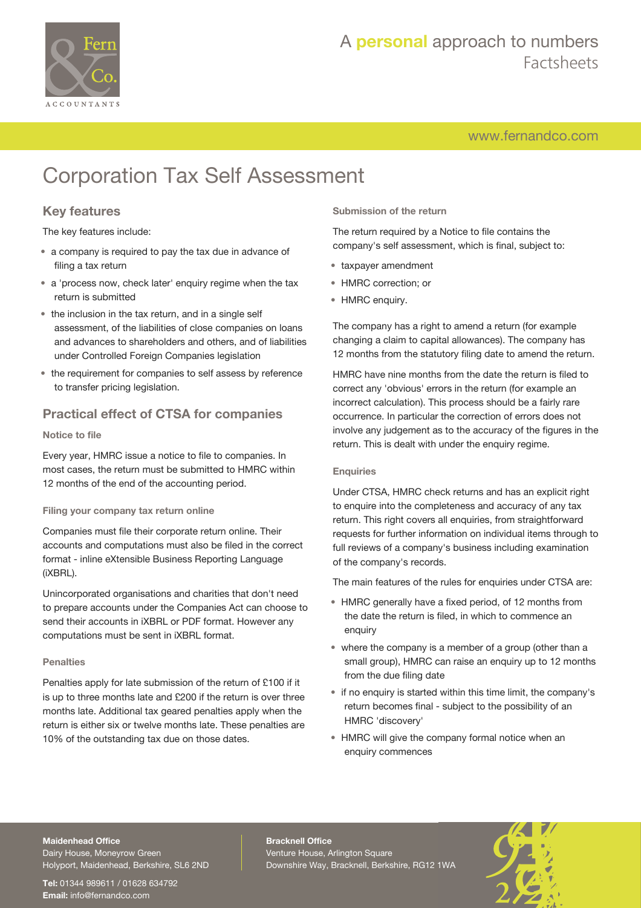# Corporation Tax Self Assessment

## Key features

The key features include:

- a company is required to pay the tax due in advance of filing a tax return
- a 'process now, check later' enquiry regime when the tax return is submitted
- the inclusion in the tax return, and in a single self assessment, of the liabilities of close companies on loans and advances to shareholders and others, and of liabilities under Controlled Foreign Companies legislation
- the requirement for companies to self assess by reference to transfer pricing legislation.

## Practical effect of CTSA for companies

### Notice to file

Every year, HMRC issue a notice to file to companies. In most cases, the return must be submitted to HMRC within 12 months of the end of the accounting period.

### Filing your company tax return online

Companies must file their corporate return online. Their accounts and computations must also be filed in the correct format - inline eXtensible Business Reporting Language (iXBRL).

Unincorporated organisations and charities that don't need to prepare accounts under the Companies Act can choose to send their accounts in iXBRL or PDF format. However any computations must be sent in iXBRL format.

### Penalties

Penalties apply for late submission of the return of £100 if it is up to three months late and £200 if the return is over three months late. Additional tax geared penalties apply when the return is either six or twelve months late. These penalties are 10% of the outstanding tax due on those dates.

### Submission of the return

The return required by a Notice to file contains the company's self assessment, which is final, subject to:

- taxpayer amendment
- HMRC correction; or
- HMRC enquiry.

The company has a right to amend a return (for example changing a claim to capital allowances). The company has 12 months from the statutory filing date to amend the return.

HMRC have nine months from the date the return is filed to correct any 'obvious' errors in the return (for example an incorrect calculation). This process should be a fairly rare occurrence. In particular the correction of errors does not involve any judgement as to the accuracy of the figures in the return. This is dealt with under the enquiry regime.

### Enquiries

Under CTSA, HMRC check returns and has an explicit right to enquire into the completeness and accuracy of any tax return. This right covers all enquiries, from straightforward requests for further information on individual items through to full reviews of a company's business including examination of the company's records.

The main features of the rules for enquiries under CTSA are:

- HMRC generally have a fixed period, of 12 months from the date the return is filed, in which to commence an enquiry
- where the company is a member of a group (other than a small group), HMRC can raise an enquiry up to 12 months from the due filing date
- if no enquiry is started within this time limit, the company's return becomes final - subject to the possibility of an HMRC 'discovery'
- HMRC will give the company formal notice when an enquiry commences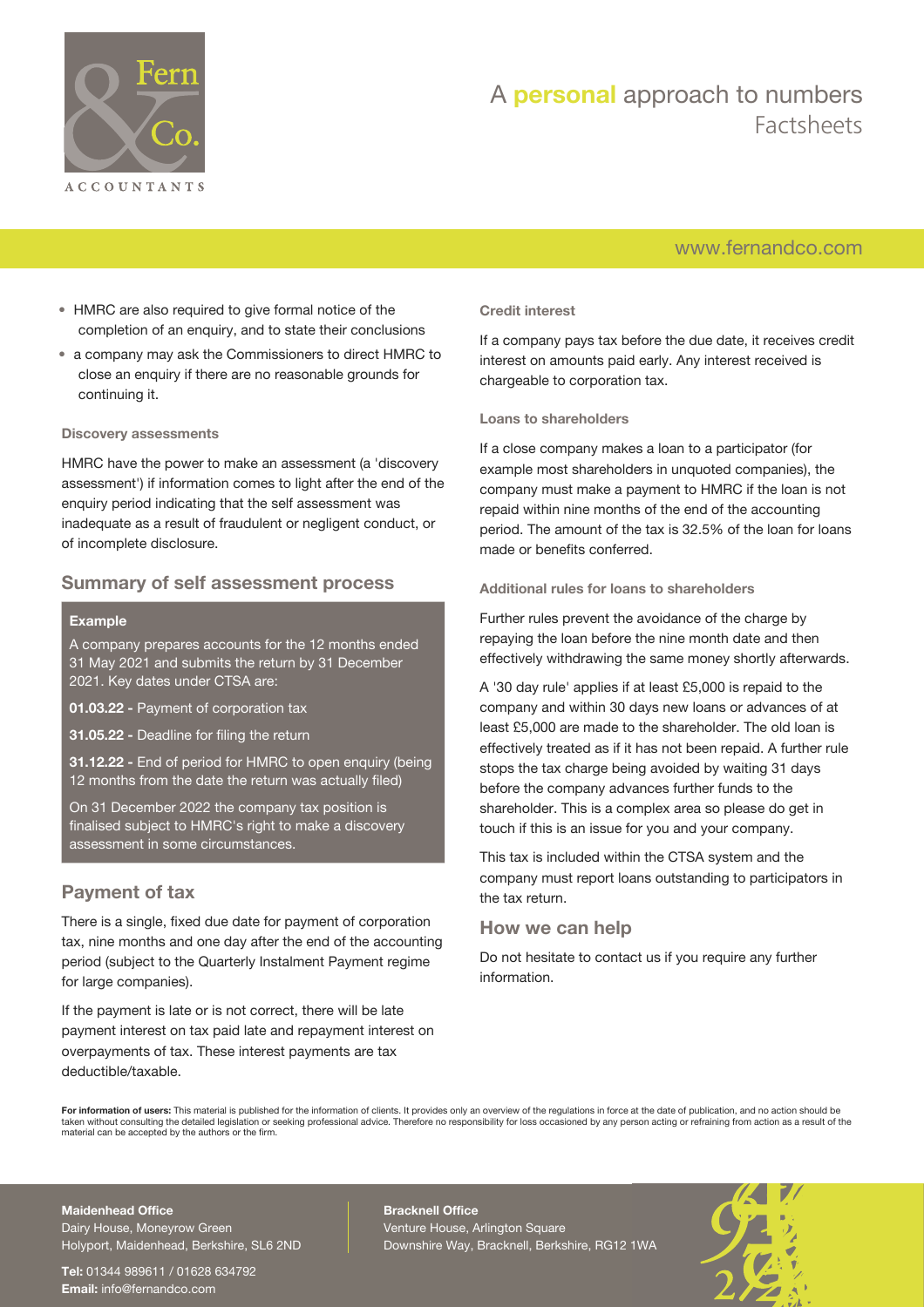- HMRC are also required to give formal notice of the completion of an enquiry, and to state their conclusions
- a company may ask the Commissioners to direct HMRC to close an enquiry if there are no reasonable grounds for continuing it.

### Discovery assessments

HMRC have the power to make an assessment (a 'discovery assessment') if information comes to light after the end of the enquiry period indicating that the self assessment was inadequate as a result of fraudulent or negligent conduct, or of incomplete disclosure.

## Summary of self assessment process

**Example**

A company prepares accounts for the 12 months ended 31 May 2021 and submits the return by 31 December 2021. Key dates under CTSA are:

**01.03.22 -** Payment of corporation tax

**31.05.22 -** Deadline for filing the return

**31.12.22 -** End of period for HMRC to open enquiry (being 12 months from the date the return was actually filed)

On 31 December 2022 the company tax position is finalised subject to HMRC's right to make a discovery assessment in some circumstances.

## Payment of tax

There is a single, fixed due date for payment of corporation tax, nine months and one day after the end of the accounting period (subject to the Quarterly Instalment Payment regime for large companies).

If the payment is late or is not correct, there will be late payment interest on tax paid late and repayment interest on overpayments of tax. These interest payments are tax deductible/taxable.

### Credit interest

If a company pays tax before the due date, it receives credit interest on amounts paid early. Any interest received is chargeable to corporation tax.

### Loans to shareholders

If a close company makes a loan to a participator (for example most shareholders in unquoted companies), the company must make a payment to HMRC if the loan is not repaid within nine months of the end of the accounting period. The amount of the tax is 32.5% of the loan for loans made or benefits conferred.

### Additional rules for loans to shareholders

Further rules prevent the avoidance of the charge by repaying the loan before the nine month date and then effectively withdrawing the same money shortly afterwards.

A '30 day rule' applies if at least £5,000 is repaid to the company and within 30 days new loans or advances of at least £5,000 are made to the shareholder. The old loan is effectively treated as if it has not been repaid. A further rule stops the tax charge being avoided by waiting 31 days before the company advances further funds to the shareholder. This is a complex area so please do get in touch if this is an issue for you and your company.

This tax is included within the CTSA system and the company must report loans outstanding to participators in the tax return.

## How we can help

Do not hesitate to contact us if you require any further information.

**For information of users:** This material is published for the information of clients. It provides only an overview of the regulations in force at the date of publication, and no action should be taken without consulting the detailed legislation or seeking professional advice. Therefore no responsibility for loss occasioned by any person acting or refraining from action as a result of the material can be accepted by the authors or the firm.